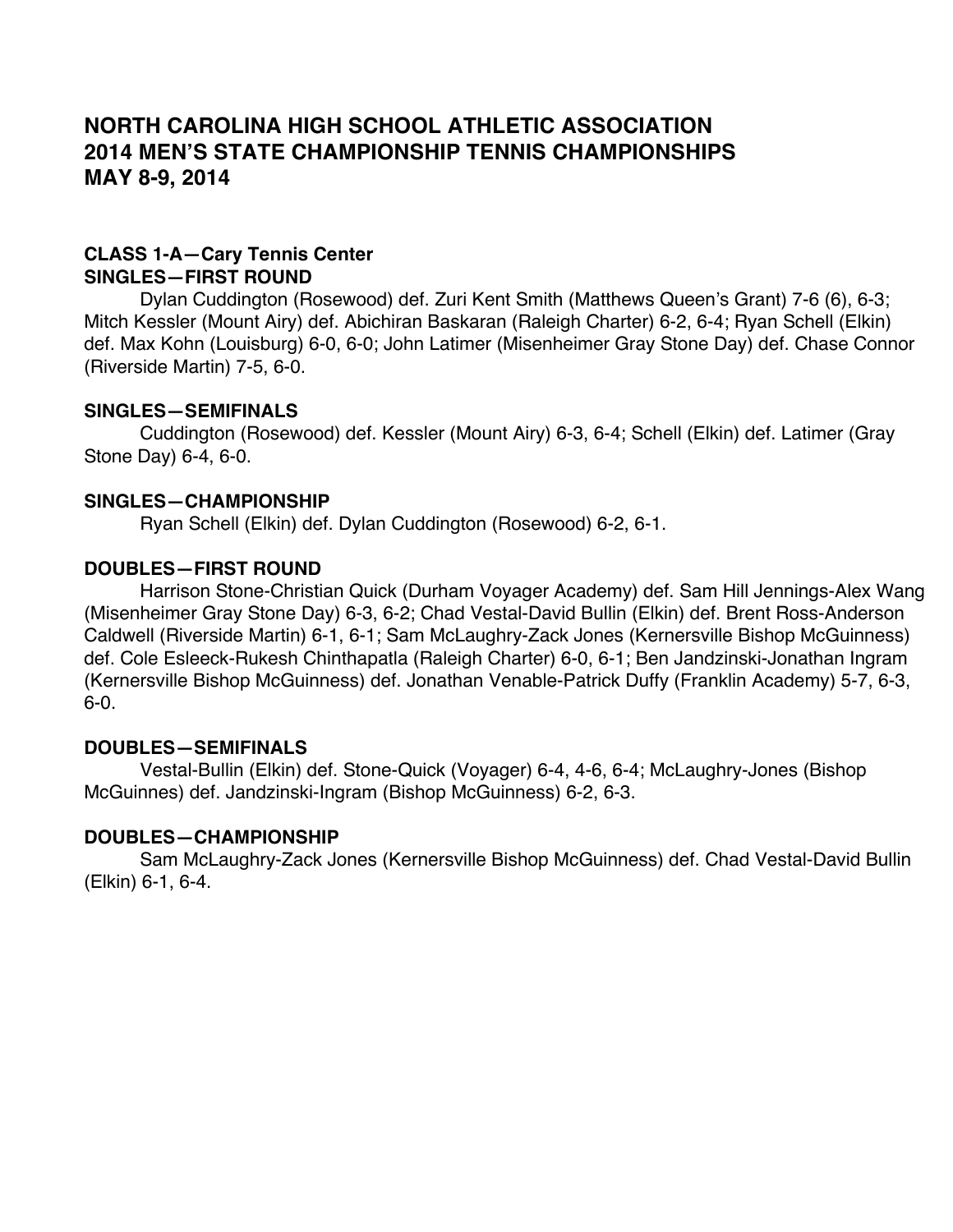# NORTH CAROLINA HIGH SCHOOL ATHLETIC ASSOCIATION
# 2014 MEN'S STATE CHAMPIONSHIP TENNIS CHAMPIONSHIPS
# MAY 8-9, 2014

## CLASS 1-A—Cary Tennis Center

### SINGLES—FIRST ROUND

Dylan Cuddington (Rosewood) def. Zuri Kent Smith (Matthews Queen's Grant) 7-6 (6), 6-3; Mitch Kessler (Mount Airy) def. Abichiran Baskaran (Raleigh Charter) 6-2, 6-4; Ryan Schell (Elkin) def. Max Kohn (Louisburg) 6-0, 6-0; John Latimer (Misenheimer Gray Stone Day) def. Chase Connor (Riverside Martin) 7-5, 6-0.

### SINGLES—SEMIFINALS

Cuddington (Rosewood) def. Kessler (Mount Airy) 6-3, 6-4; Schell (Elkin) def. Latimer (Gray Stone Day) 6-4, 6-0.

### SINGLES—CHAMPIONSHIP

Ryan Schell (Elkin) def. Dylan Cuddington (Rosewood) 6-2, 6-1.

### DOUBLES—FIRST ROUND

Harrison Stone-Christian Quick (Durham Voyager Academy) def. Sam Hill Jennings-Alex Wang (Misenheimer Gray Stone Day) 6-3, 6-2; Chad Vestal-David Bullin (Elkin) def. Brent Ross-Anderson Caldwell (Riverside Martin) 6-1, 6-1; Sam McLaughry-Zack Jones (Kernersville Bishop McGuinness) def. Cole Esleeck-Rukesh Chinthapatla (Raleigh Charter) 6-0, 6-1; Ben Jandzinski-Jonathan Ingram (Kernersville Bishop McGuinness) def. Jonathan Venable-Patrick Duffy (Franklin Academy) 5-7, 6-3, 6-0.

### DOUBLES—SEMIFINALS

Vestal-Bullin (Elkin) def. Stone-Quick (Voyager) 6-4, 4-6, 6-4; McLaughry-Jones (Bishop McGuinnes) def. Jandzinski-Ingram (Bishop McGuinness) 6-2, 6-3.

### DOUBLES—CHAMPIONSHIP

Sam McLaughry-Zack Jones (Kernersville Bishop McGuinness) def. Chad Vestal-David Bullin (Elkin) 6-1, 6-4.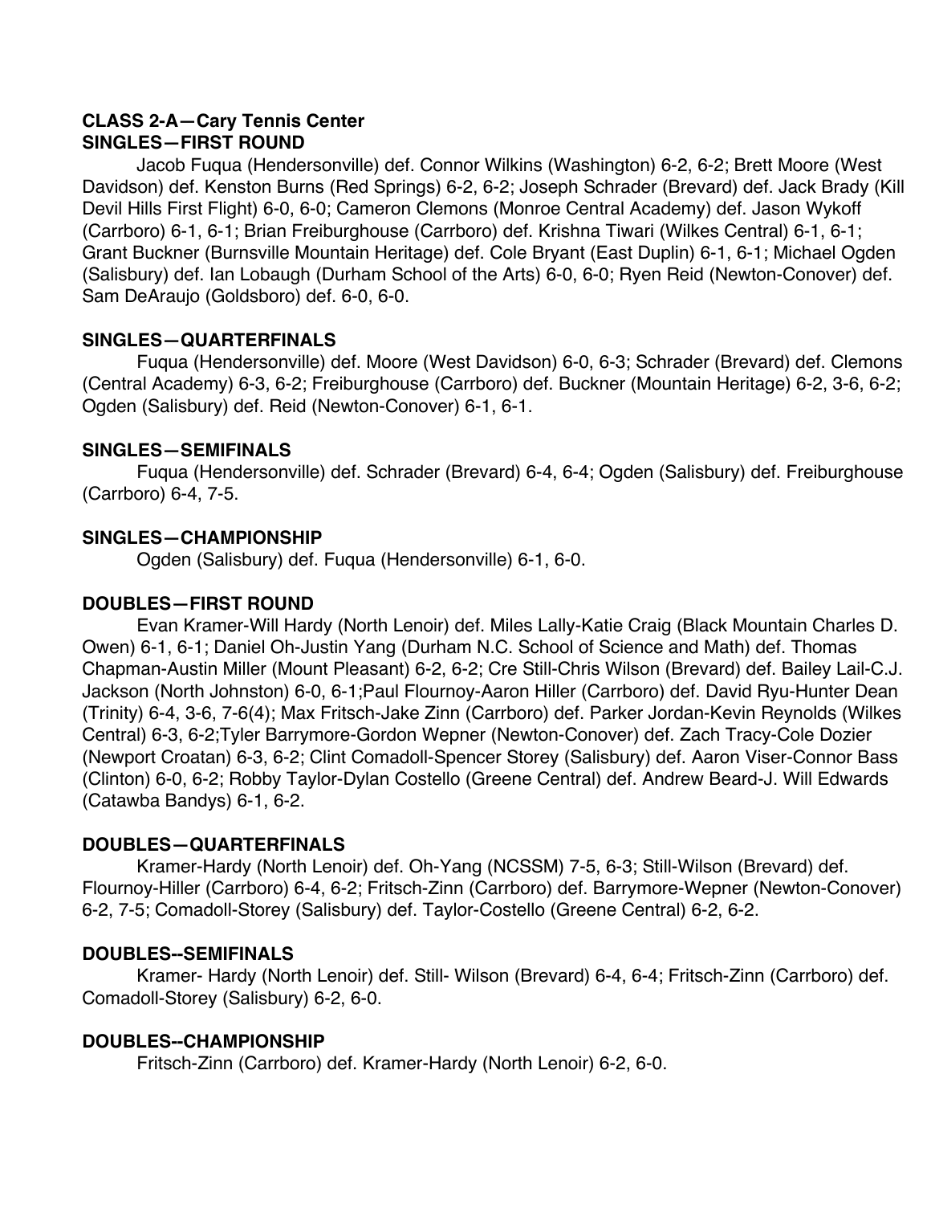**CLASS 2-A—Cary Tennis Center**
**SINGLES—FIRST ROUND**

Jacob Fuqua (Hendersonville) def. Connor Wilkins (Washington) 6-2, 6-2; Brett Moore (West Davidson) def. Kenston Burns (Red Springs) 6-2, 6-2; Joseph Schrader (Brevard) def. Jack Brady (Kill Devil Hills First Flight) 6-0, 6-0; Cameron Clemons (Monroe Central Academy) def. Jason Wykoff (Carrboro) 6-1, 6-1; Brian Freiburghouse (Carrboro) def. Krishna Tiwari (Wilkes Central) 6-1, 6-1; Grant Buckner (Burnsville Mountain Heritage) def. Cole Bryant (East Duplin) 6-1, 6-1; Michael Ogden (Salisbury) def. Ian Lobaugh (Durham School of the Arts) 6-0, 6-0; Ryen Reid (Newton-Conover) def. Sam DeAraujo (Goldsboro) def. 6-0, 6-0.

**SINGLES—QUARTERFINALS**

Fuqua (Hendersonville) def. Moore (West Davidson) 6-0, 6-3; Schrader (Brevard) def. Clemons (Central Academy) 6-3, 6-2; Freiburghouse (Carrboro) def. Buckner (Mountain Heritage) 6-2, 3-6, 6-2; Ogden (Salisbury) def. Reid (Newton-Conover) 6-1, 6-1.

**SINGLES—SEMIFINALS**

Fuqua (Hendersonville) def. Schrader (Brevard) 6-4, 6-4; Ogden (Salisbury) def. Freiburghouse (Carrboro) 6-4, 7-5.

**SINGLES—CHAMPIONSHIP**

Ogden (Salisbury) def. Fuqua (Hendersonville) 6-1, 6-0.

**DOUBLES—FIRST ROUND**

Evan Kramer-Will Hardy (North Lenoir) def. Miles Lally-Katie Craig (Black Mountain Charles D. Owen) 6-1, 6-1; Daniel Oh-Justin Yang (Durham N.C. School of Science and Math) def. Thomas Chapman-Austin Miller (Mount Pleasant) 6-2, 6-2; Cre Still-Chris Wilson (Brevard) def. Bailey Lail-C.J. Jackson (North Johnston) 6-0, 6-1;Paul Flournoy-Aaron Hiller (Carrboro) def. David Ryu-Hunter Dean (Trinity) 6-4, 3-6, 7-6(4); Max Fritsch-Jake Zinn (Carrboro) def. Parker Jordan-Kevin Reynolds (Wilkes Central) 6-3, 6-2;Tyler Barrymore-Gordon Wepner (Newton-Conover) def. Zach Tracy-Cole Dozier (Newport Croatan) 6-3, 6-2; Clint Comadoll-Spencer Storey (Salisbury) def. Aaron Viser-Connor Bass (Clinton) 6-0, 6-2; Robby Taylor-Dylan Costello (Greene Central) def. Andrew Beard-J. Will Edwards (Catawba Bandys) 6-1, 6-2.

**DOUBLES—QUARTERFINALS**

Kramer-Hardy (North Lenoir) def. Oh-Yang (NCSSM) 7-5, 6-3; Still-Wilson (Brevard) def. Flournoy-Hiller (Carrboro) 6-4, 6-2; Fritsch-Zinn (Carrboro) def. Barrymore-Wepner (Newton-Conover) 6-2, 7-5; Comadoll-Storey (Salisbury) def. Taylor-Costello (Greene Central) 6-2, 6-2.

**DOUBLES--SEMIFINALS**

Kramer- Hardy (North Lenoir) def. Still- Wilson (Brevard) 6-4, 6-4; Fritsch-Zinn (Carrboro) def. Comadoll-Storey (Salisbury) 6-2, 6-0.

**DOUBLES--CHAMPIONSHIP**

Fritsch-Zinn (Carrboro) def. Kramer-Hardy (North Lenoir) 6-2, 6-0.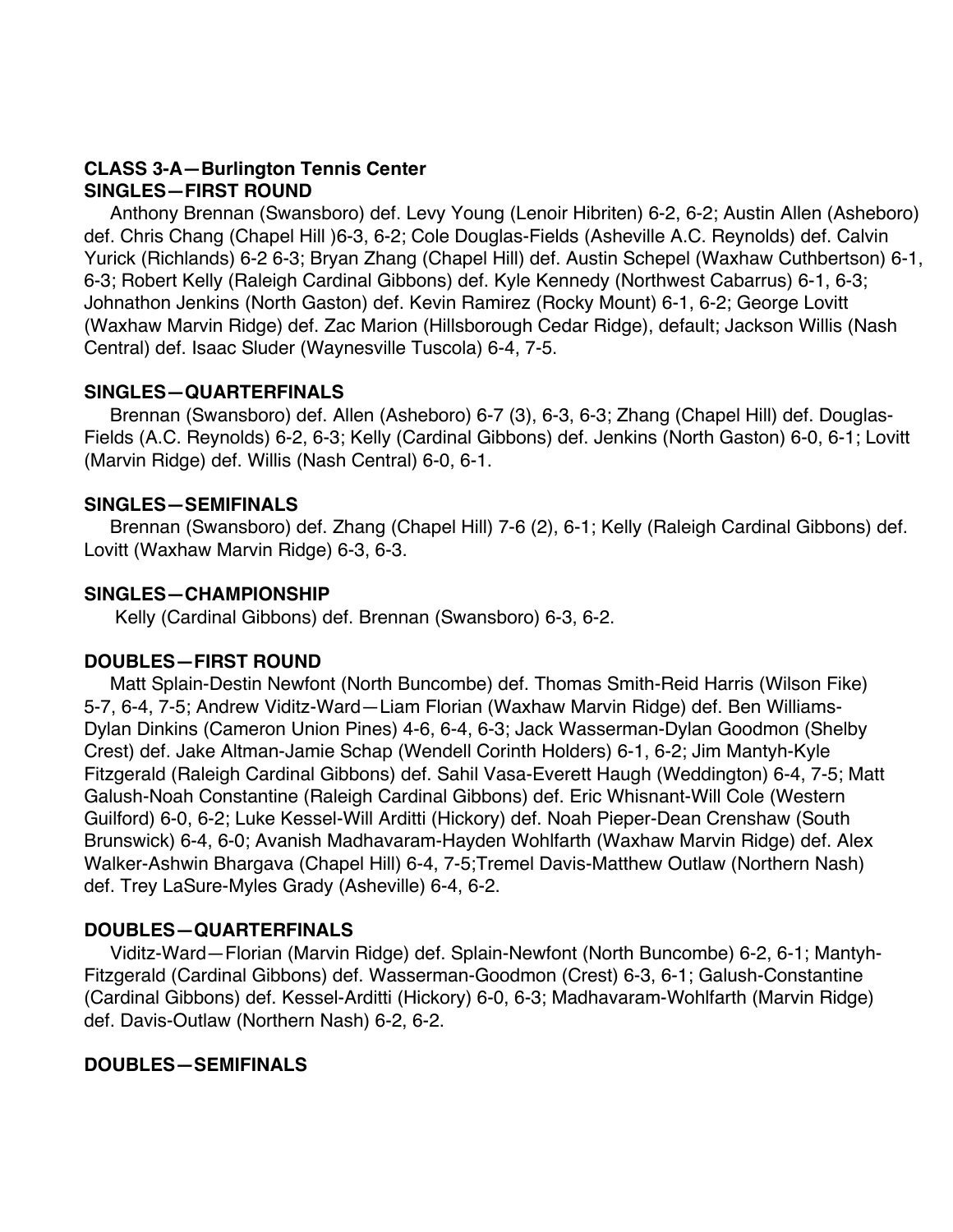**CLASS 3-A—Burlington Tennis Center**

**SINGLES—FIRST ROUND**

Anthony Brennan (Swansboro) def. Levy Young (Lenoir Hibriten) 6-2, 6-2; Austin Allen (Asheboro) def. Chris Chang (Chapel Hill )6-3, 6-2; Cole Douglas-Fields (Asheville A.C. Reynolds) def. Calvin Yurick (Richlands) 6-2 6-3; Bryan Zhang (Chapel Hill) def. Austin Schepel (Waxhaw Cuthbertson) 6-1, 6-3; Robert Kelly (Raleigh Cardinal Gibbons) def. Kyle Kennedy (Northwest Cabarrus) 6-1, 6-3; Johnathon Jenkins (North Gaston) def. Kevin Ramirez (Rocky Mount) 6-1, 6-2; George Lovitt (Waxhaw Marvin Ridge) def. Zac Marion (Hillsborough Cedar Ridge), default; Jackson Willis (Nash Central) def. Isaac Sluder (Waynesville Tuscola) 6-4, 7-5.

**SINGLES—QUARTERFINALS**

Brennan (Swansboro) def. Allen (Asheboro) 6-7 (3), 6-3, 6-3; Zhang (Chapel Hill) def. Douglas-Fields (A.C. Reynolds) 6-2, 6-3; Kelly (Cardinal Gibbons) def. Jenkins (North Gaston) 6-0, 6-1; Lovitt (Marvin Ridge) def. Willis (Nash Central) 6-0, 6-1.

**SINGLES—SEMIFINALS**

Brennan (Swansboro) def. Zhang (Chapel Hill) 7-6 (2), 6-1; Kelly (Raleigh Cardinal Gibbons) def. Lovitt (Waxhaw Marvin Ridge) 6-3, 6-3.

**SINGLES—CHAMPIONSHIP**

Kelly (Cardinal Gibbons) def. Brennan (Swansboro) 6-3, 6-2.

**DOUBLES—FIRST ROUND**

Matt Splain-Destin Newfont (North Buncombe) def. Thomas Smith-Reid Harris (Wilson Fike) 5-7, 6-4, 7-5; Andrew Viditz-Ward—Liam Florian (Waxhaw Marvin Ridge) def. Ben Williams-Dylan Dinkins (Cameron Union Pines) 4-6, 6-4, 6-3; Jack Wasserman-Dylan Goodmon (Shelby Crest) def. Jake Altman-Jamie Schap (Wendell Corinth Holders) 6-1, 6-2; Jim Mantyh-Kyle Fitzgerald (Raleigh Cardinal Gibbons) def. Sahil Vasa-Everett Haugh (Weddington) 6-4, 7-5; Matt Galush-Noah Constantine (Raleigh Cardinal Gibbons) def. Eric Whisnant-Will Cole (Western Guilford) 6-0, 6-2; Luke Kessel-Will Arditti (Hickory) def. Noah Pieper-Dean Crenshaw (South Brunswick) 6-4, 6-0; Avanish Madhavaram-Hayden Wohlfarth (Waxhaw Marvin Ridge) def. Alex Walker-Ashwin Bhargava (Chapel Hill) 6-4, 7-5;Tremel Davis-Matthew Outlaw (Northern Nash) def. Trey LaSure-Myles Grady (Asheville) 6-4, 6-2.

**DOUBLES—QUARTERFINALS**

Viditz-Ward—Florian (Marvin Ridge) def. Splain-Newfont (North Buncombe) 6-2, 6-1; Mantyh-Fitzgerald (Cardinal Gibbons) def. Wasserman-Goodmon (Crest) 6-3, 6-1; Galush-Constantine (Cardinal Gibbons) def. Kessel-Arditti (Hickory) 6-0, 6-3; Madhavaram-Wohlfarth (Marvin Ridge) def. Davis-Outlaw (Northern Nash) 6-2, 6-2.

**DOUBLES—SEMIFINALS**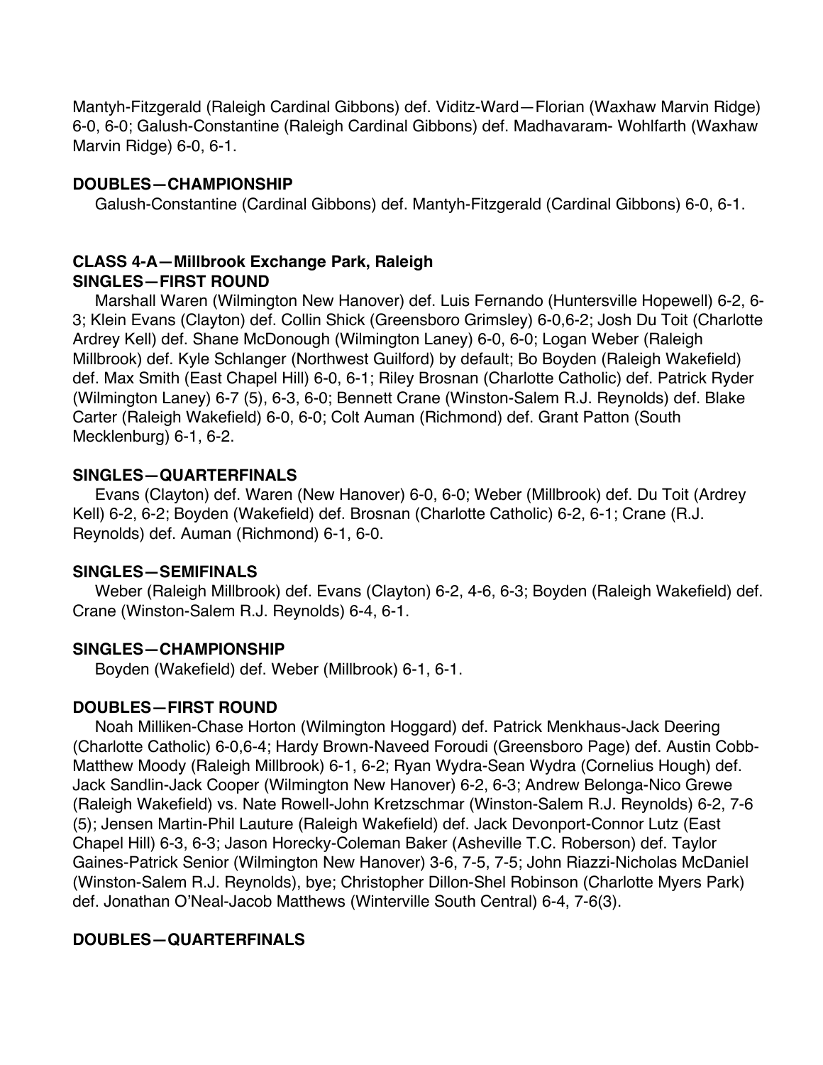Mantyh-Fitzgerald (Raleigh Cardinal Gibbons) def. Viditz-Ward—Florian (Waxhaw Marvin Ridge) 6-0, 6-0; Galush-Constantine (Raleigh Cardinal Gibbons) def. Madhavaram- Wohlfarth (Waxhaw Marvin Ridge) 6-0, 6-1.

**DOUBLES—CHAMPIONSHIP**

Galush-Constantine (Cardinal Gibbons) def. Mantyh-Fitzgerald (Cardinal Gibbons) 6-0, 6-1.

**CLASS 4-A—Millbrook Exchange Park, Raleigh**

**SINGLES—FIRST ROUND**

Marshall Waren (Wilmington New Hanover) def. Luis Fernando (Huntersville Hopewell) 6-2, 6-3; Klein Evans (Clayton) def. Collin Shick (Greensboro Grimsley) 6-0,6-2; Josh Du Toit (Charlotte Ardrey Kell) def. Shane McDonough (Wilmington Laney) 6-0, 6-0; Logan Weber (Raleigh Millbrook) def. Kyle Schlanger (Northwest Guilford) by default; Bo Boyden (Raleigh Wakefield) def. Max Smith (East Chapel Hill) 6-0, 6-1; Riley Brosnan (Charlotte Catholic) def. Patrick Ryder (Wilmington Laney) 6-7 (5), 6-3, 6-0; Bennett Crane (Winston-Salem R.J. Reynolds) def. Blake Carter (Raleigh Wakefield) 6-0, 6-0; Colt Auman (Richmond) def. Grant Patton (South Mecklenburg) 6-1, 6-2.

**SINGLES—QUARTERFINALS**

Evans (Clayton) def. Waren (New Hanover) 6-0, 6-0; Weber (Millbrook) def. Du Toit (Ardrey Kell) 6-2, 6-2; Boyden (Wakefield) def. Brosnan (Charlotte Catholic) 6-2, 6-1; Crane (R.J. Reynolds) def. Auman (Richmond) 6-1, 6-0.

**SINGLES—SEMIFINALS**

Weber (Raleigh Millbrook) def. Evans (Clayton) 6-2, 4-6, 6-3; Boyden (Raleigh Wakefield) def. Crane (Winston-Salem R.J. Reynolds) 6-4, 6-1.

**SINGLES—CHAMPIONSHIP**

Boyden (Wakefield) def. Weber (Millbrook) 6-1, 6-1.

**DOUBLES—FIRST ROUND**

Noah Milliken-Chase Horton (Wilmington Hoggard) def. Patrick Menkhaus-Jack Deering (Charlotte Catholic) 6-0,6-4; Hardy Brown-Naveed Foroudi (Greensboro Page) def. Austin Cobb-Matthew Moody (Raleigh Millbrook) 6-1, 6-2; Ryan Wydra-Sean Wydra (Cornelius Hough) def. Jack Sandlin-Jack Cooper (Wilmington New Hanover) 6-2, 6-3; Andrew Belonga-Nico Grewe (Raleigh Wakefield) vs. Nate Rowell-John Kretzschmar (Winston-Salem R.J. Reynolds) 6-2, 7-6 (5); Jensen Martin-Phil Lauture (Raleigh Wakefield) def. Jack Devonport-Connor Lutz (East Chapel Hill) 6-3, 6-3; Jason Horecky-Coleman Baker (Asheville T.C. Roberson) def. Taylor Gaines-Patrick Senior (Wilmington New Hanover) 3-6, 7-5, 7-5; John Riazzi-Nicholas McDaniel (Winston-Salem R.J. Reynolds), bye; Christopher Dillon-Shel Robinson (Charlotte Myers Park) def. Jonathan O'Neal-Jacob Matthews (Winterville South Central) 6-4, 7-6(3).

**DOUBLES—QUARTERFINALS**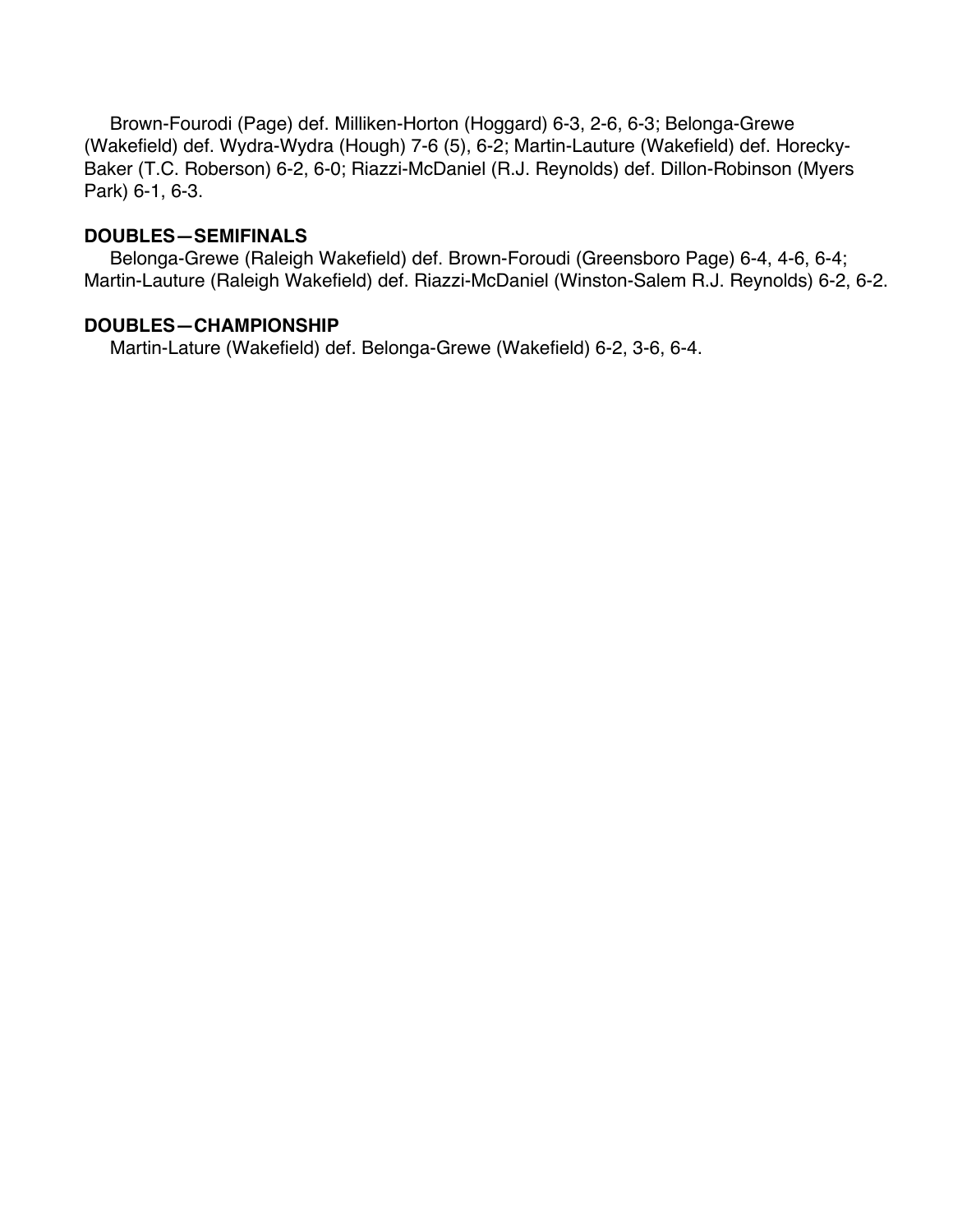Brown-Fourodi (Page) def. Milliken-Horton (Hoggard) 6-3, 2-6, 6-3; Belonga-Grewe (Wakefield) def. Wydra-Wydra (Hough) 7-6 (5), 6-2; Martin-Lauture (Wakefield) def. Horecky-Baker (T.C. Roberson) 6-2, 6-0; Riazzi-McDaniel (R.J. Reynolds) def. Dillon-Robinson (Myers Park) 6-1, 6-3.

### DOUBLES—SEMIFINALS

Belonga-Grewe (Raleigh Wakefield) def. Brown-Foroudi (Greensboro Page) 6-4, 4-6, 6-4; Martin-Lauture (Raleigh Wakefield) def. Riazzi-McDaniel (Winston-Salem R.J. Reynolds) 6-2, 6-2.

### DOUBLES—CHAMPIONSHIP

Martin-Lature (Wakefield) def. Belonga-Grewe (Wakefield) 6-2, 3-6, 6-4.